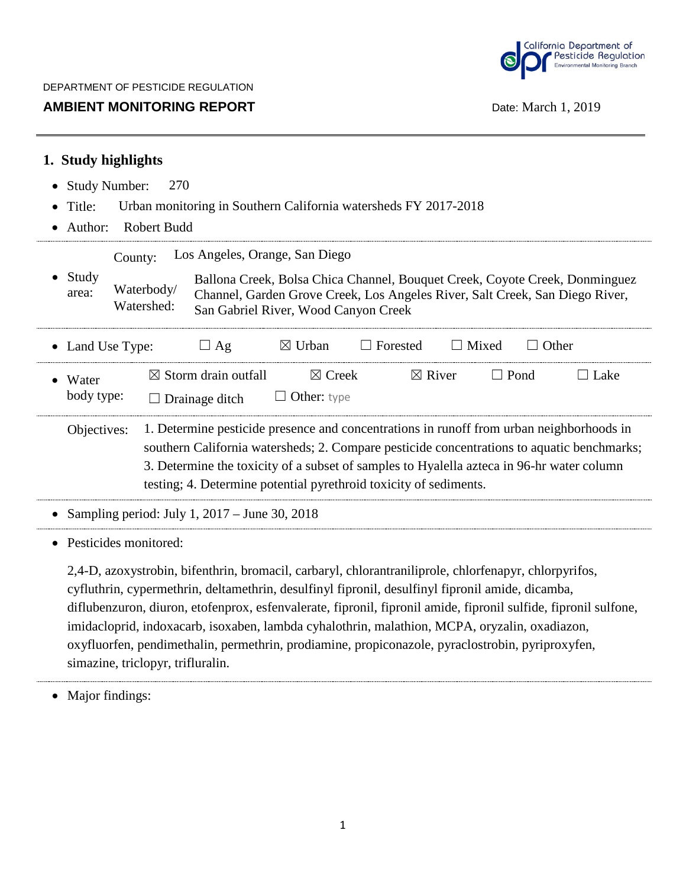DEPARTMENT OF PESTICIDE REGULATION

**AMBIENT MONITORING REPORT**

Date: March 1, 2019

## 1. Study highlights

- Study Number: 270
- Title: Urban monitoring in Southern California watersheds FY 2017-2018
- Author: Robert Budd

---

- Study area:
  - County: Los Angeles, Orange, San Diego
  - Waterbody/ Watershed: Ballona Creek, Bolsa Chica Channel, Bouquet Creek, Coyote Creek, Donminguez Channel, Garden Grove Creek, Los Angeles River, Salt Creek, San Diego River, San Gabriel River, Wood Canyon Creek

---

- Land Use Type: ☐ Ag ☒ Urban ☐ Forested ☐ Mixed ☐ Other

---

- Water body type: ☒ Storm drain outfall ☒ Creek ☒ River ☐ Pond ☐ Lake ☐ Drainage ditch ☐ Other: type

---

Objectives: 1. Determine pesticide presence and concentrations in runoff from urban neighborhoods in southern California watersheds; 2. Compare pesticide concentrations to aquatic benchmarks; 3. Determine the toxicity of a subset of samples to Hyalella azteca in 96-hr water column testing; 4. Determine potential pyrethroid toxicity of sediments.

---

- Sampling period: July 1, 2017 – June 30, 2018

---

- Pesticides monitored:

  2,4-D, azoxystrobin, bifenthrin, bromacil, carbaryl, chlorantraniliprole, chlorfenapyr, chlorpyrifos, cyfluthrin, cypermethrin, deltamethrin, desulfinyl fipronil, desulfinyl fipronil amide, dicamba, diflubenzuron, diuron, etofenprox, esfenvalerate, fipronil, fipronil amide, fipronil sulfide, fipronil sulfone, imidacloprid, indoxacarb, isoxaben, lambda cyhalothrin, malathion, MCPA, oryzalin, oxadiazon, oxyfluorfen, pendimethalin, permethrin, prodiamine, propiconazole, pyraclostrobin, pyriproxyfen, simazine, triclopyr, trifluralin.

---

- Major findings: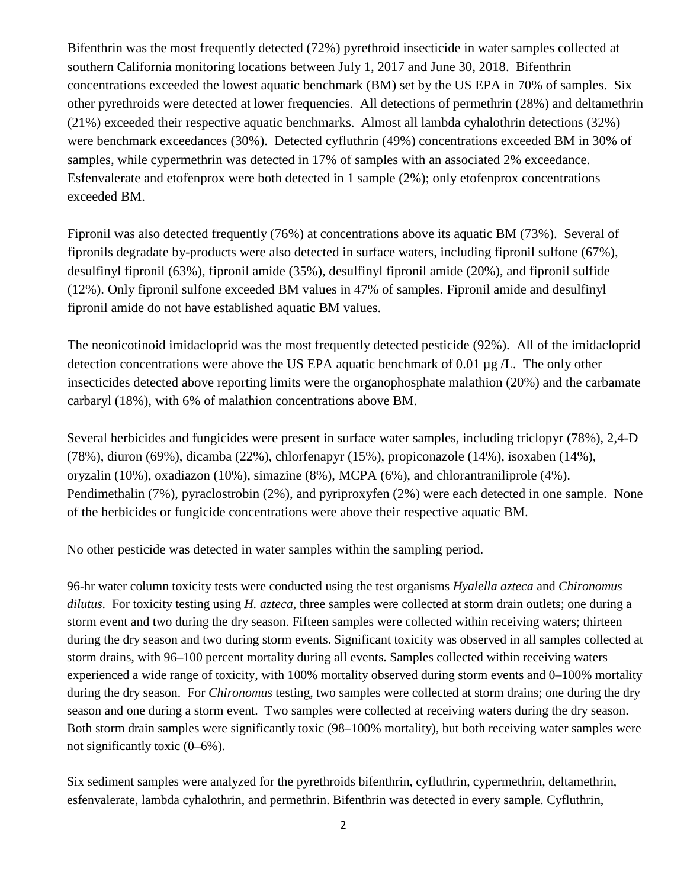Bifenthrin was the most frequently detected (72%) pyrethroid insecticide in water samples collected at southern California monitoring locations between July 1, 2017 and June 30, 2018. Bifenthrin concentrations exceeded the lowest aquatic benchmark (BM) set by the US EPA in 70% of samples. Six other pyrethroids were detected at lower frequencies. All detections of permethrin (28%) and deltamethrin (21%) exceeded their respective aquatic benchmarks. Almost all lambda cyhalothrin detections (32%) were benchmark exceedances (30%). Detected cyfluthrin (49%) concentrations exceeded BM in 30% of samples, while cypermethrin was detected in 17% of samples with an associated 2% exceedance. Esfenvalerate and etofenprox were both detected in 1 sample (2%); only etofenprox concentrations exceeded BM.

Fipronil was also detected frequently (76%) at concentrations above its aquatic BM (73%). Several of fipronils degradate by-products were also detected in surface waters, including fipronil sulfone (67%), desulfinyl fipronil (63%), fipronil amide (35%), desulfinyl fipronil amide (20%), and fipronil sulfide (12%). Only fipronil sulfone exceeded BM values in 47% of samples. Fipronil amide and desulfinyl fipronil amide do not have established aquatic BM values.

The neonicotinoid imidacloprid was the most frequently detected pesticide (92%). All of the imidacloprid detection concentrations were above the US EPA aquatic benchmark of 0.01 µg /L. The only other insecticides detected above reporting limits were the organophosphate malathion (20%) and the carbamate carbaryl (18%), with 6% of malathion concentrations above BM.

Several herbicides and fungicides were present in surface water samples, including triclopyr (78%), 2,4-D (78%), diuron (69%), dicamba (22%), chlorfenapyr (15%), propiconazole (14%), isoxaben (14%), oryzalin (10%), oxadiazon (10%), simazine (8%), MCPA (6%), and chlorantraniliprole (4%). Pendimethalin (7%), pyraclostrobin (2%), and pyriproxyfen (2%) were each detected in one sample. None of the herbicides or fungicide concentrations were above their respective aquatic BM.

No other pesticide was detected in water samples within the sampling period.

96-hr water column toxicity tests were conducted using the test organisms *Hyalella azteca* and *Chironomus dilutus.* For toxicity testing using *H. azteca*, three samples were collected at storm drain outlets; one during a storm event and two during the dry season. Fifteen samples were collected within receiving waters; thirteen during the dry season and two during storm events. Significant toxicity was observed in all samples collected at storm drains, with 96–100 percent mortality during all events. Samples collected within receiving waters experienced a wide range of toxicity, with 100% mortality observed during storm events and 0–100% mortality during the dry season. For *Chironomus* testing, two samples were collected at storm drains; one during the dry season and one during a storm event. Two samples were collected at receiving waters during the dry season. Both storm drain samples were significantly toxic (98–100% mortality), but both receiving water samples were not significantly toxic (0–6%).

Six sediment samples were analyzed for the pyrethroids bifenthrin, cyfluthrin, cypermethrin, deltamethrin, esfenvalerate, lambda cyhalothrin, and permethrin. Bifenthrin was detected in every sample. Cyfluthrin,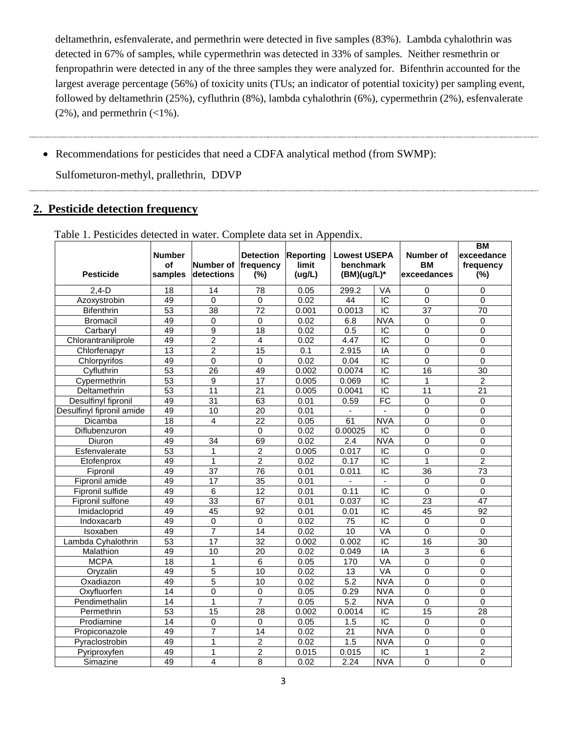deltamethrin, esfenvalerate, and permethrin were detected in five samples (83%). Lambda cyhalothrin was detected in 67% of samples, while cypermethrin was detected in 33% of samples. Neither resmethrin or fenpropathrin were detected in any of the three samples they were analyzed for. Bifenthrin accounted for the largest average percentage (56%) of toxicity units (TUs; an indicator of potential toxicity) per sampling event, followed by deltamethrin (25%), cyfluthrin (8%), lambda cyhalothrin (6%), cypermethrin (2%), esfenvalerate (2%), and permethrin (<1%).

---

- Recommendations for pesticides that need a CDFA analytical method (from SWMP):

  Sulfometuron-methyl, prallethrin, DDVP

---

## 2. Pesticide detection frequency

Table 1. Pesticides detected in water. Complete data set in Appendix.

| Pesticide | Number of samples | Number of detections | Detection frequency (%) | Reporting limit (ug/L) | Lowest USEPA benchmark (BM)(ug/L)* | | Number of BM exceedances | BM exceedance frequency (%) |
|---|---|---|---|---|---|---|---|---|
| 2,4-D | 18 | 14 | 78 | 0.05 | 299.2 | VA | 0 | 0 |
| Azoxystrobin | 49 | 0 | 0 | 0.02 | 44 | IC | 0 | 0 |
| Bifenthrin | 53 | 38 | 72 | 0.001 | 0.0013 | IC | 37 | 70 |
| Bromacil | 49 | 0 | 0 | 0.02 | 6.8 | NVA | 0 | 0 |
| Carbaryl | 49 | 9 | 18 | 0.02 | 0.5 | IC | 0 | 0 |
| Chlorantraniliprole | 49 | 2 | 4 | 0.02 | 4.47 | IC | 0 | 0 |
| Chlorfenapyr | 13 | 2 | 15 | 0.1 | 2.915 | IA | 0 | 0 |
| Chlorpyrifos | 49 | 0 | 0 | 0.02 | 0.04 | IC | 0 | 0 |
| Cyfluthrin | 53 | 26 | 49 | 0.002 | 0.0074 | IC | 16 | 30 |
| Cypermethrin | 53 | 9 | 17 | 0.005 | 0.069 | IC | 1 | 2 |
| Deltamethrin | 53 | 11 | 21 | 0.005 | 0.0041 | IC | 11 | 21 |
| Desulfinyl fipronil | 49 | 31 | 63 | 0.01 | 0.59 | FC | 0 | 0 |
| Desulfinyl fipronil amide | 49 | 10 | 20 | 0.01 | - | - | 0 | 0 |
| Dicamba | 18 | 4 | 22 | 0.05 | 61 | NVA | 0 | 0 |
| Diflubenzuron | 49 | | 0 | 0.02 | 0.00025 | IC | 0 | 0 |
| Diuron | 49 | 34 | 69 | 0.02 | 2.4 | NVA | 0 | 0 |
| Esfenvalerate | 53 | 1 | 2 | 0.005 | 0.017 | IC | 0 | 0 |
| Etofenprox | 49 | 1 | 2 | 0.02 | 0.17 | IC | 1 | 2 |
| Fipronil | 49 | 37 | 76 | 0.01 | 0.011 | IC | 36 | 73 |
| Fipronil amide | 49 | 17 | 35 | 0.01 | - | - | 0 | 0 |
| Fipronil sulfide | 49 | 6 | 12 | 0.01 | 0.11 | IC | 0 | 0 |
| Fipronil sulfone | 49 | 33 | 67 | 0.01 | 0.037 | IC | 23 | 47 |
| Imidacloprid | 49 | 45 | 92 | 0.01 | 0.01 | IC | 45 | 92 |
| Indoxacarb | 49 | 0 | 0 | 0.02 | 75 | IC | 0 | 0 |
| Isoxaben | 49 | 7 | 14 | 0.02 | 10 | VA | 0 | 0 |
| Lambda Cyhalothrin | 53 | 17 | 32 | 0.002 | 0.002 | IC | 16 | 30 |
| Malathion | 49 | 10 | 20 | 0.02 | 0.049 | IA | 3 | 6 |
| MCPA | 18 | 1 | 6 | 0.05 | 170 | VA | 0 | 0 |
| Oryzalin | 49 | 5 | 10 | 0.02 | 13 | VA | 0 | 0 |
| Oxadiazon | 49 | 5 | 10 | 0.02 | 5.2 | NVA | 0 | 0 |
| Oxyfluorfen | 14 | 0 | 0 | 0.05 | 0.29 | NVA | 0 | 0 |
| Pendimethalin | 14 | 1 | 7 | 0.05 | 5.2 | NVA | 0 | 0 |
| Permethrin | 53 | 15 | 28 | 0.002 | 0.0014 | IC | 15 | 28 |
| Prodiamine | 14 | 0 | 0 | 0.05 | 1.5 | IC | 0 | 0 |
| Propiconazole | 49 | 7 | 14 | 0.02 | 21 | NVA | 0 | 0 |
| Pyraclostrobin | 49 | 1 | 2 | 0.02 | 1.5 | NVA | 0 | 0 |
| Pyriproxyfen | 49 | 1 | 2 | 0.015 | 0.015 | IC | 1 | 2 |
| Simazine | 49 | 4 | 8 | 0.02 | 2.24 | NVA | 0 | 0 |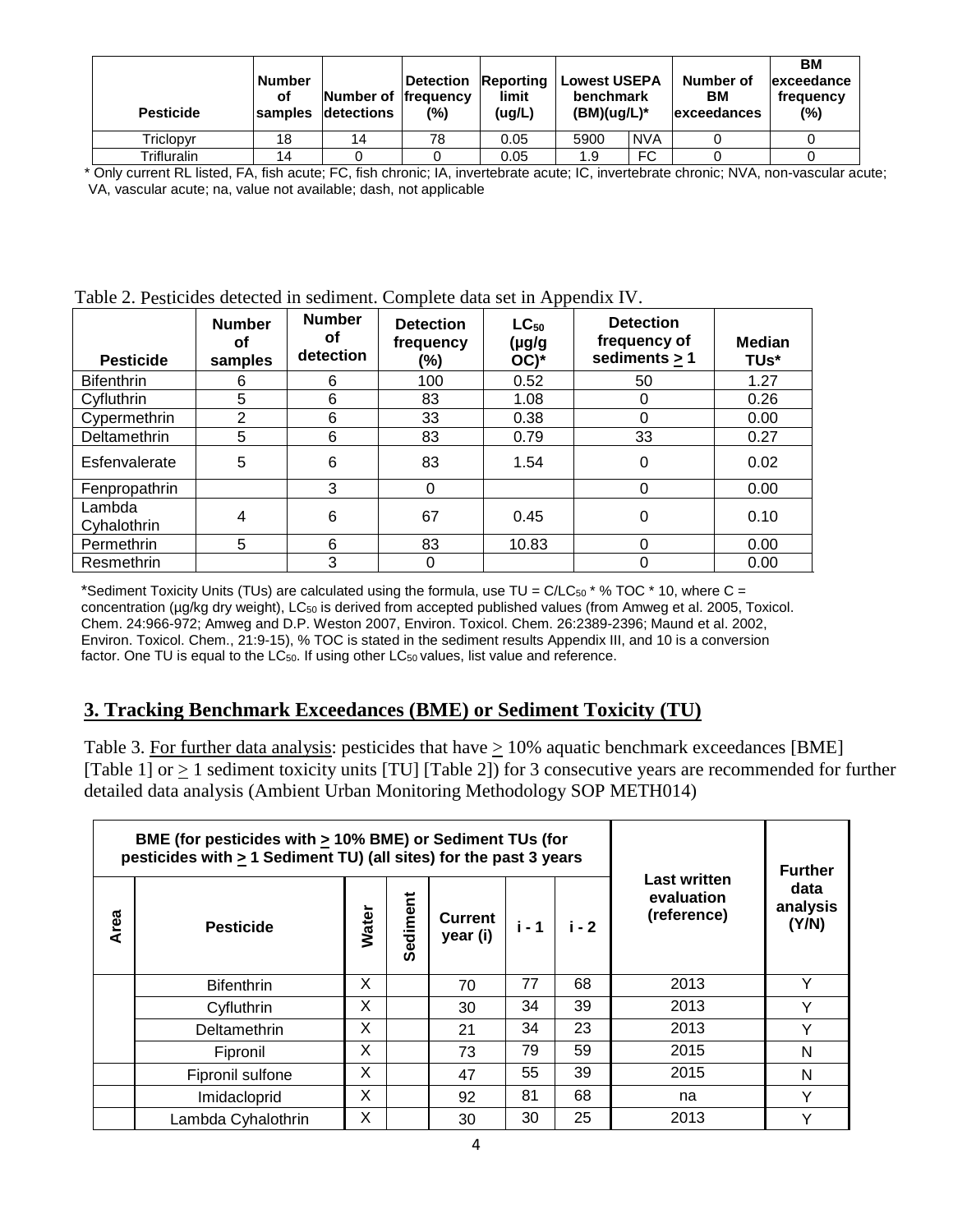| Pesticide | Number of samples | Number of detections | Detection frequency (%) | Reporting limit (ug/L) | Lowest USEPA benchmark (BM)(ug/L)* | | Number of BM exceedances | BM exceedance frequency (%) |
|---|---|---|---|---|---|---|---|---|
| Triclopyr | 18 | 14 | 78 | 0.05 | 5900 | NVA | 0 | 0 |
| Trifluralin | 14 | 0 | 0 | 0.05 | 1.9 | FC | 0 | 0 |

\* Only current RL listed, FA, fish acute; FC, fish chronic; IA, invertebrate acute; IC, invertebrate chronic; NVA, non-vascular acute; VA, vascular acute; na, value not available; dash, not applicable

Table 2. Pesticides detected in sediment. Complete data set in Appendix IV.

| Pesticide | Number of samples | Number of detection | Detection frequency (%) | $LC_{50}$ (µg/g OC)* | Detection frequency of sediments ≥ 1 | Median TUs* |
|---|---|---|---|---|---|---|
| Bifenthrin | 6 | 6 | 100 | 0.52 | 50 | 1.27 |
| Cyfluthrin | 5 | 6 | 83 | 1.08 | 0 | 0.26 |
| Cypermethrin | 2 | 6 | 33 | 0.38 | 0 | 0.00 |
| Deltamethrin | 5 | 6 | 83 | 0.79 | 33 | 0.27 |
| Esfenvalerate | 5 | 6 | 83 | 1.54 | 0 | 0.02 |
| Fenpropathrin | | 3 | 0 | | 0 | 0.00 |
| Lambda Cyhalothrin | 4 | 6 | 67 | 0.45 | 0 | 0.10 |
| Permethrin | 5 | 6 | 83 | 10.83 | 0 | 0.00 |
| Resmethrin | | 3 | 0 | | 0 | 0.00 |

\*Sediment Toxicity Units (TUs) are calculated using the formula, use TU = $C/LC_{50}$ * % TOC * 10, where C = concentration (µg/kg dry weight), $LC_{50}$ is derived from accepted published values (from Amweg et al. 2005, Toxicol. Chem. 24:966-972; Amweg and D.P. Weston 2007, Environ. Toxicol. Chem. 26:2389-2396; Maund et al. 2002, Environ. Toxicol. Chem., 21:9-15), % TOC is stated in the sediment results Appendix III, and 10 is a conversion factor. One TU is equal to the $LC_{50}$. If using other $LC_{50}$ values, list value and reference.

## 3. Tracking Benchmark Exceedances (BME) or Sediment Toxicity (TU)

Table 3. For further data analysis: pesticides that have ≥ 10% aquatic benchmark exceedances [BME] [Table 1] or ≥ 1 sediment toxicity units [TU] [Table 2]) for 3 consecutive years are recommended for further detailed data analysis (Ambient Urban Monitoring Methodology SOP METH014)

| BME (for pesticides with ≥ 10% BME) or Sediment TUs (for pesticides with ≥ 1 Sediment TU) (all sites) for the past 3 years | | | | | | | Last written evaluation (reference) | Further data analysis (Y/N) |
|---|---|---|---|---|---|---|---|---|
| Area | Pesticide | Water | Sediment | Current year (i) | i - 1 | i - 2 | | |
| | Bifenthrin | X | | 70 | 77 | 68 | 2013 | Y |
| | Cyfluthrin | X | | 30 | 34 | 39 | 2013 | Y |
| | Deltamethrin | X | | 21 | 34 | 23 | 2013 | Y |
| | Fipronil | X | | 73 | 79 | 59 | 2015 | N |
| | Fipronil sulfone | X | | 47 | 55 | 39 | 2015 | N |
| | Imidacloprid | X | | 92 | 81 | 68 | na | Y |
| | Lambda Cyhalothrin | X | | 30 | 30 | 25 | 2013 | Y |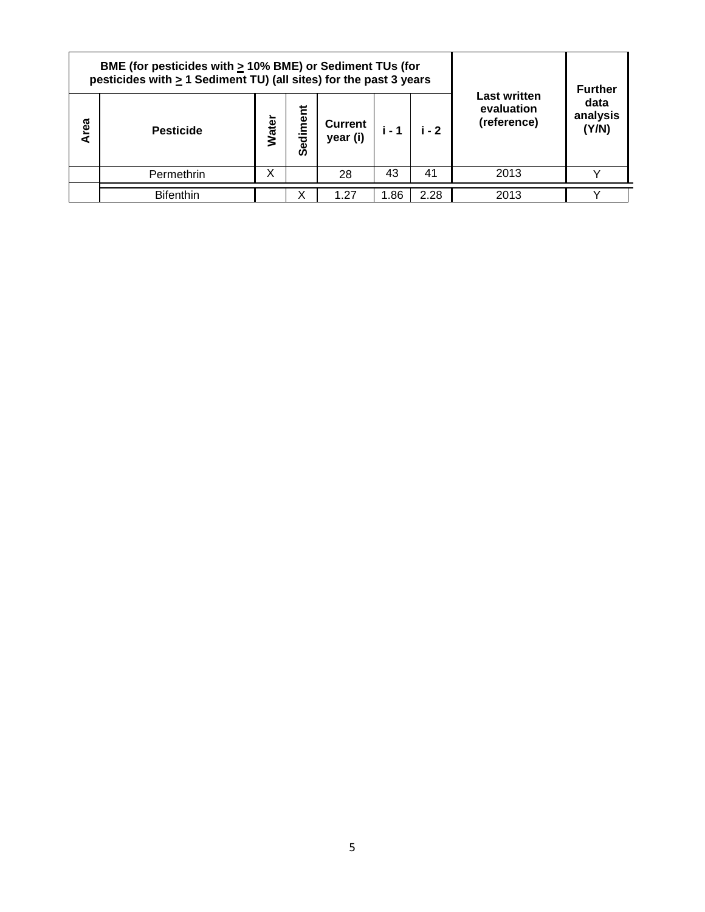| BME (for pesticides with ≥ 10% BME) or Sediment TUs (for pesticides with ≥ 1 Sediment TU) (all sites) for the past 3 years | | | | | | | Last written evaluation (reference) | Further data analysis (Y/N) |
|---|---|---|---|---|---|---|---|---|
| Area | Pesticide | Water | Sediment | Current year (i) | i - 1 | i - 2 | | |
| | Permethrin | X | | 28 | 43 | 41 | 2013 | Y |
| | Bifenthin | | X | 1.27 | 1.86 | 2.28 | 2013 | Y |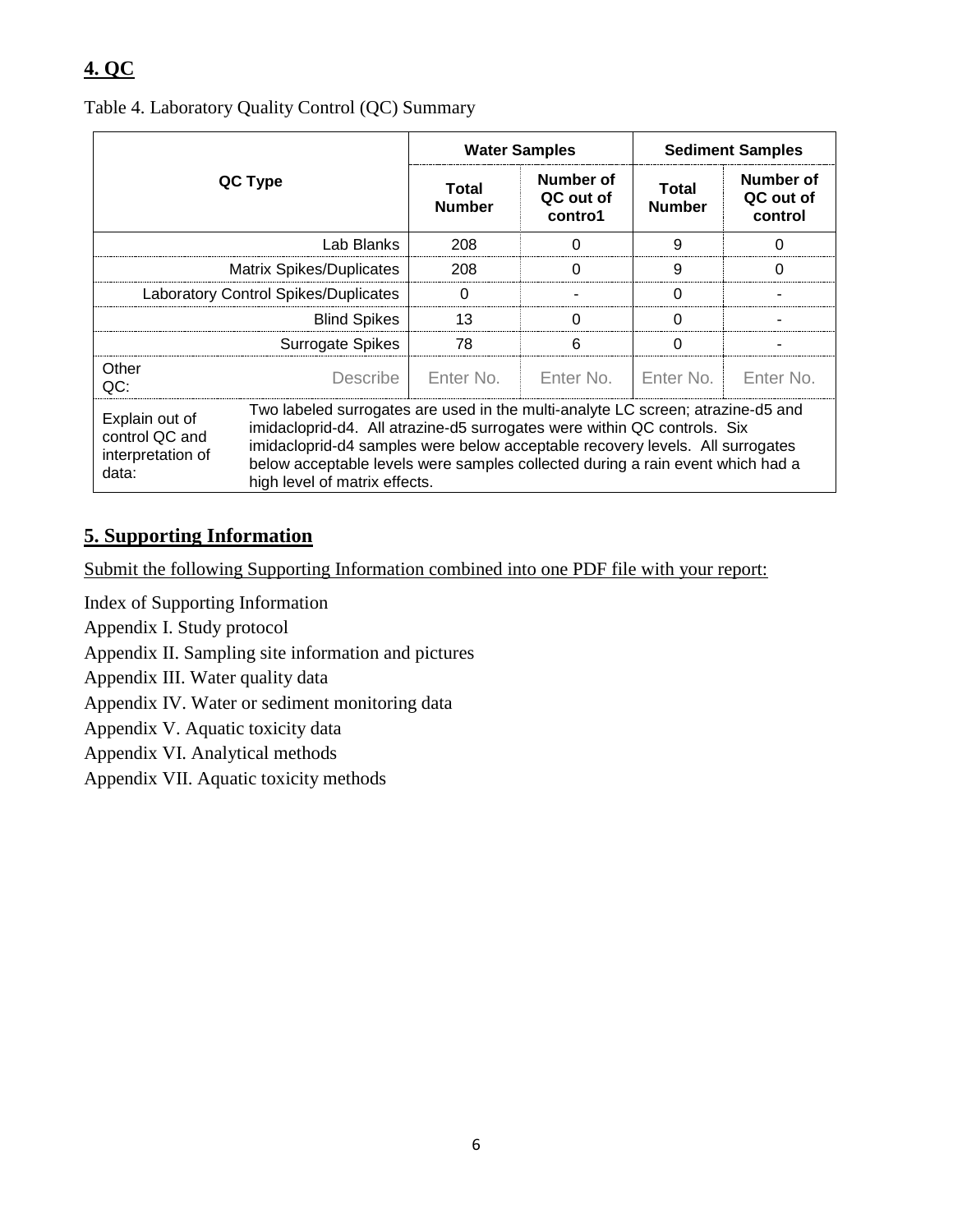## 4. QC

Table 4. Laboratory Quality Control (QC) Summary

| QC Type | Water Samples | | Sediment Samples | |
|---|---|---|---|---|
| | Total Number | Number of QC out of contro1 | Total Number | Number of QC out of control |
| Lab Blanks | 208 | 0 | 9 | 0 |
| Matrix Spikes/Duplicates | 208 | 0 | 9 | 0 |
| Laboratory Control Spikes/Duplicates | 0 | - | 0 | - |
| Blind Spikes | 13 | 0 | 0 | - |
| Surrogate Spikes | 78 | 6 | 0 | - |
| Other QC: Describe | Enter No. | Enter No. | Enter No. | Enter No. |
| Explain out of control QC and interpretation of data: | Two labeled surrogates are used in the multi-analyte LC screen; atrazine-d5 and imidacloprid-d4. All atrazine-d5 surrogates were within QC controls. Six imidacloprid-d4 samples were below acceptable recovery levels. All surrogates below acceptable levels were samples collected during a rain event which had a high level of matrix effects. | | | |

## 5. Supporting Information

Submit the following Supporting Information combined into one PDF file with your report:

Index of Supporting Information

Appendix I. Study protocol

Appendix II. Sampling site information and pictures

Appendix III. Water quality data

Appendix IV. Water or sediment monitoring data

Appendix V. Aquatic toxicity data

Appendix VI. Analytical methods

Appendix VII. Aquatic toxicity methods